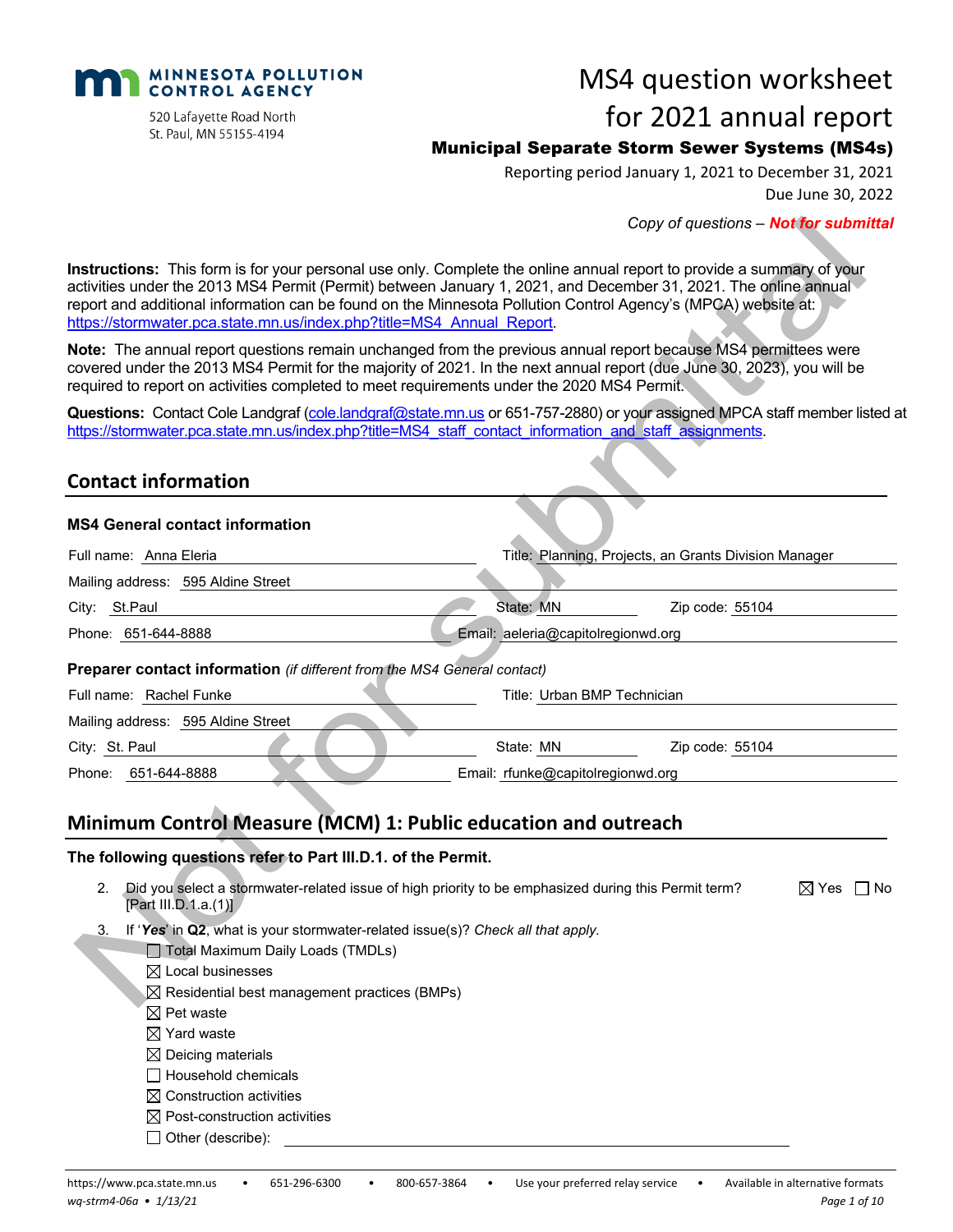**MINNESOTA POLLUTION CONTROL AGENCY**

520 Lafayette Road North
St. Paul, MN 55155-4194

# MS4 question worksheet for 2021 annual report

**Municipal Separate Storm Sewer Systems (MS4s)**

Reporting period January 1, 2021 to December 31, 2021
Due June 30, 2022

*Copy of questions – **Not for submittal***

**Instructions:** This form is for your personal use only. Complete the online annual report to provide a summary of your activities under the 2013 MS4 Permit (Permit) between January 1, 2021, and December 31, 2021. The online annual report and additional information can be found on the Minnesota Pollution Control Agency's (MPCA) website at: https://stormwater.pca.state.mn.us/index.php?title=MS4_Annual_Report.

**Note:** The annual report questions remain unchanged from the previous annual report because MS4 permittees were covered under the 2013 MS4 Permit for the majority of 2021. In the next annual report (due June 30, 2023), you will be required to report on activities completed to meet requirements under the 2020 MS4 Permit.

**Questions:** Contact Cole Landgraf (cole.landgraf@state.mn.us or 651-757-2880) or your assigned MPCA staff member listed at https://stormwater.pca.state.mn.us/index.php?title=MS4_staff_contact_information_and_staff_assignments.

## Contact information

### MS4 General contact information

Full name: Anna Eleria | Title: Planning, Projects, an Grants Division Manager

Mailing address: 595 Aldine Street

City: St.Paul | State: MN | Zip code: 55104

Phone: 651-644-8888 | Email: aeleria@capitolregionwd.org

### Preparer contact information *(if different from the MS4 General contact)*

Full name: Rachel Funke | Title: Urban BMP Technician

Mailing address: 595 Aldine Street

City: St. Paul | State: MN | Zip code: 55104

Phone: 651-644-8888 | Email: rfunke@capitolregionwd.org

## Minimum Control Measure (MCM) 1: Public education and outreach

**The following questions refer to Part III.D.1. of the Permit.**

2. Did you select a stormwater-related issue of high priority to be emphasized during this Permit term? [Part III.D.1.a.(1)] ☒ Yes ☐ No

3. If '***Yes***' in **Q2**, what is your stormwater-related issue(s)? *Check all that apply.*
   - ☐ Total Maximum Daily Loads (TMDLs)
   - ☒ Local businesses
   - ☒ Residential best management practices (BMPs)
   - ☒ Pet waste
   - ☒ Yard waste
   - ☒ Deicing materials
   - ☐ Household chemicals
   - ☒ Construction activities
   - ☒ Post-construction activities
   - ☐ Other (describe):

wq-strm4-06a • 1/13/21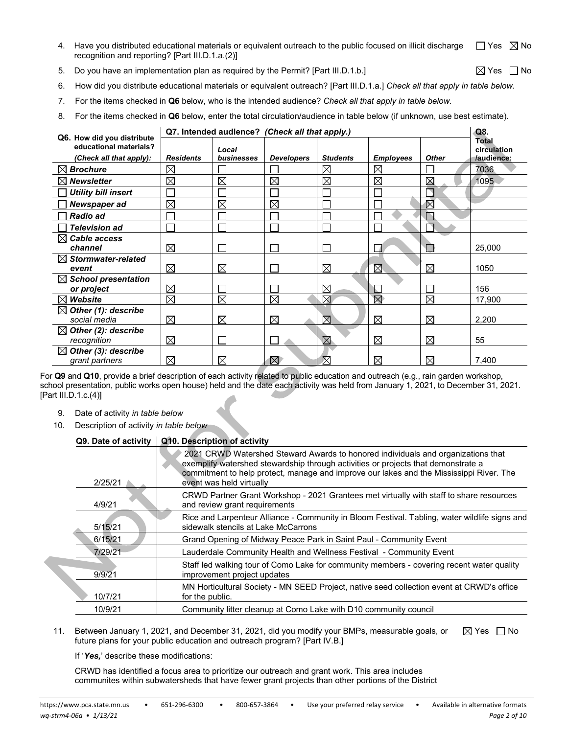4. Have you distributed educational materials or equivalent outreach to the public focused on illicit discharge recognition and reporting? [Part III.D.1.a.(2)] ☐ Yes ☒ No

5. Do you have an implementation plan as required by the Permit? [Part III.D.1.b.] ☒ Yes ☐ No

6. How did you distribute educational materials or equivalent outreach? [Part III.D.1.a.] *Check all that apply in table below.*

7. For the items checked in **Q6** below, who is the intended audience? *Check all that apply in table below.*

8. For the items checked in **Q6** below, enter the total circulation/audience in table below (if unknown, use best estimate).

| **Q6. How did you distribute educational materials?** *(Check all that apply):* | **Q7. Intended audience?** *(Check all that apply.)* | | | | | | **Q8. Total circulation /audience:** |
|---|---|---|---|---|---|---|---|
| | ***Residents*** | ***Local businesses*** | ***Developers*** | ***Students*** | ***Employees*** | ***Other*** | |
| ☒ ***Brochure*** | ☒ | ☐ | ☐ | ☒ | ☒ | ☐ | 7036 |
| ☒ ***Newsletter*** | ☒ | ☒ | ☒ | ☒ | ☒ | ☒ | 1095 |
| ☐ ***Utility bill insert*** | ☐ | ☐ | ☐ | ☐ | ☐ | ☐ | |
| ☐ ***Newspaper ad*** | ☒ | ☒ | ☒ | ☐ | ☐ | ☒ | |
| ☐ ***Radio ad*** | ☐ | ☐ | ☐ | ☐ | ☐ | ☐ | |
| ☐ ***Television ad*** | ☐ | ☐ | ☐ | ☐ | ☐ | ☐ | |
| ☒ ***Cable access channel*** | ☒ | ☐ | ☐ | ☐ | ☐ | ☐ | 25,000 |
| ☒ ***Stormwater-related event*** | ☒ | ☒ | ☐ | ☒ | ☒ | ☒ | 1050 |
| ☒ ***School presentation or project*** | ☒ | ☐ | ☐ | ☒ | ☐ | ☐ | 156 |
| ☒ ***Website*** | ☒ | ☒ | ☒ | ☒ | ☒ | ☒ | 17,900 |
| ☒ ***Other (1): describe*** *social media* | ☒ | ☒ | ☒ | ☒ | ☒ | ☒ | 2,200 |
| ☒ ***Other (2): describe*** *recognition* | ☒ | ☐ | ☐ | ☒ | ☒ | ☒ | 55 |
| ☒ ***Other (3): describe*** *grant partners* | ☒ | ☒ | ☒ | ☒ | ☒ | ☒ | 7,400 |

For **Q9** and **Q10**, provide a brief description of each activity related to public education and outreach (e.g., rain garden workshop, school presentation, public works open house) held and the date each activity was held from January 1, 2021, to December 31, 2021. [Part III.D.1.c.(4)]

9. Date of activity *in table below*

10. Description of activity *in table below*

| **Q9. Date of activity** | **Q10. Description of activity** |
|---|---|
| 2/25/21 | 2021 CRWD Watershed Steward Awards to honored individuals and organizations that exemplify watershed stewardship through activities or projects that demonstrate a commitment to help protect, manage and improve our lakes and the Mississippi River. The event was held virtually |
| 4/9/21 | CRWD Partner Grant Workshop - 2021 Grantees met virtually with staff to share resources and review grant requirements |
| 5/15/21 | Rice and Larpenteur Alliance - Community in Bloom Festival. Tabling, water wildlife signs and sidewalk stencils at Lake McCarrons |
| 6/15/21 | Grand Opening of Midway Peace Park in Saint Paul - Community Event |
| 7/29/21 | Lauderdale Community Health and Wellness Festival - Community Event |
| 9/9/21 | Staff led walking tour of Como Lake for community members - covering recent water quality improvement project updates |
| 10/7/21 | MN Horticultural Society - MN SEED Project, native seed collection event at CRWD's office for the public. |
| 10/9/21 | Community litter cleanup at Como Lake with D10 community council |

11. Between January 1, 2021, and December 31, 2021, did you modify your BMPs, measurable goals, or future plans for your public education and outreach program? [Part IV.B.] ☒ Yes ☐ No

If '***Yes,***' describe these modifications:

CRWD has identified a focus area to prioritize our outreach and grant work. This area includes communites within subwatersheds that have fewer grant projects than other portions of the District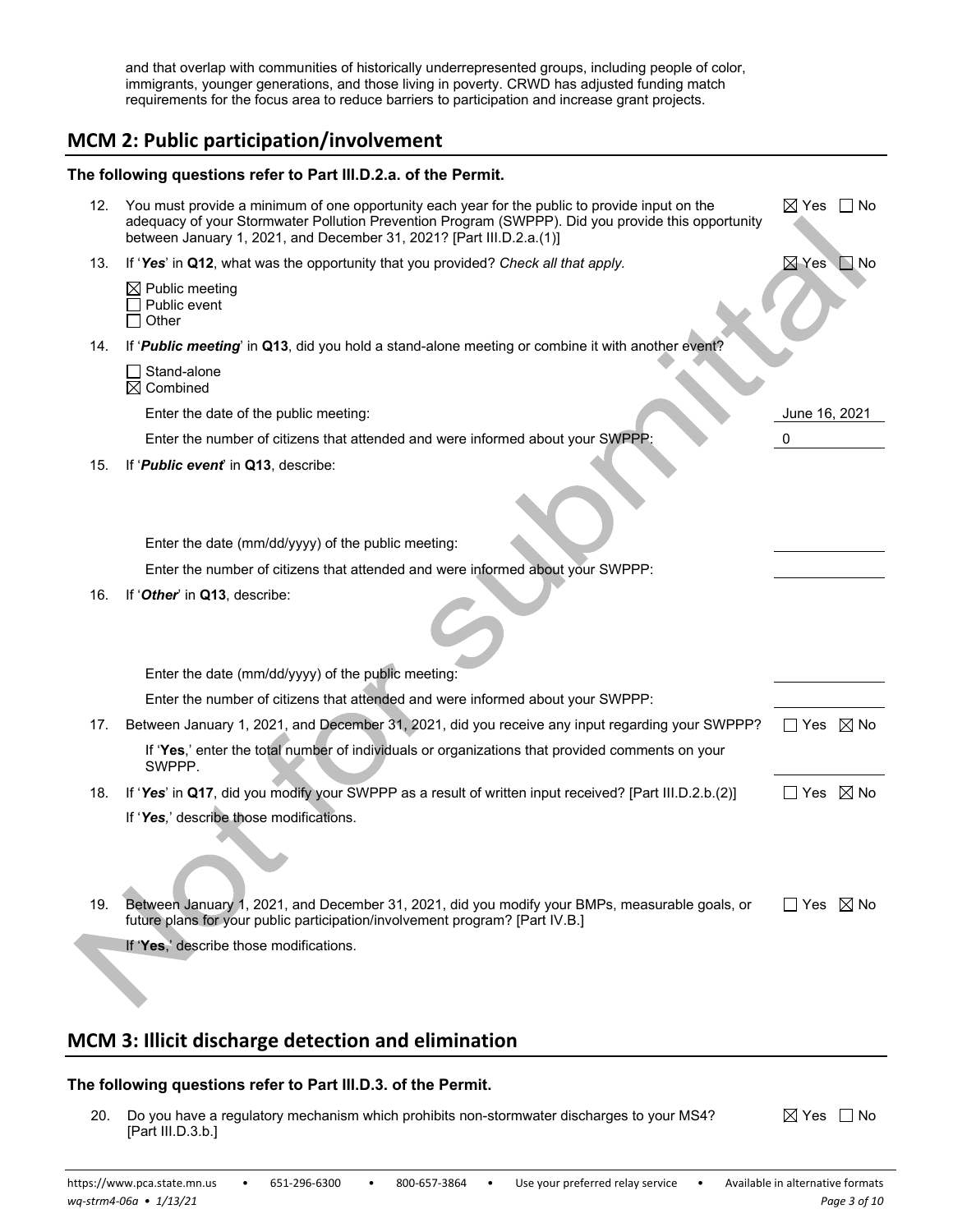and that overlap with communities of historically underrepresented groups, including people of color, immigrants, younger generations, and those living in poverty. CRWD has adjusted funding match requirements for the focus area to reduce barriers to participation and increase grant projects.

## MCM 2: Public participation/involvement

**The following questions refer to Part III.D.2.a. of the Permit.**

12. You must provide a minimum of one opportunity each year for the public to provide input on the adequacy of your Stormwater Pollution Prevention Program (SWPPP). Did you provide this opportunity between January 1, 2021, and December 31, 2021? [Part III.D.2.a.(1)] ☒ Yes ☐ No

13. If '***Yes***' in **Q12**, what was the opportunity that you provided? *Check all that apply.* ☒ Yes ☐ No

    ☒ Public meeting
    ☐ Public event
    ☐ Other

14. If '***Public meeting***' in **Q13**, did you hold a stand-alone meeting or combine it with another event?

    ☐ Stand-alone
    ☒ Combined

    Enter the date of the public meeting: June 16, 2021

    Enter the number of citizens that attended and were informed about your SWPPP: 0

15. If '***Public event***' in **Q13**, describe:

    Enter the date (mm/dd/yyyy) of the public meeting:

    Enter the number of citizens that attended and were informed about your SWPPP:

16. If '***Other***' in **Q13**, describe:

    Enter the date (mm/dd/yyyy) of the public meeting:

    Enter the number of citizens that attended and were informed about your SWPPP:

17. Between January 1, 2021, and December 31, 2021, did you receive any input regarding your SWPPP? ☐ Yes ☒ No

    If '**Yes**,' enter the total number of individuals or organizations that provided comments on your SWPPP.

18. If '***Yes***' in **Q17**, did you modify your SWPPP as a result of written input received? [Part III.D.2.b.(2)] ☐ Yes ☒ No

    If '***Yes***,' describe those modifications.

19. Between January 1, 2021, and December 31, 2021, did you modify your BMPs, measurable goals, or future plans for your public participation/involvement program? [Part IV.B.] ☐ Yes ☒ No

    If '**Yes**,' describe those modifications.

## MCM 3: Illicit discharge detection and elimination

**The following questions refer to Part III.D.3. of the Permit.**

20. Do you have a regulatory mechanism which prohibits non-stormwater discharges to your MS4? [Part III.D.3.b.] ☒ Yes ☐ No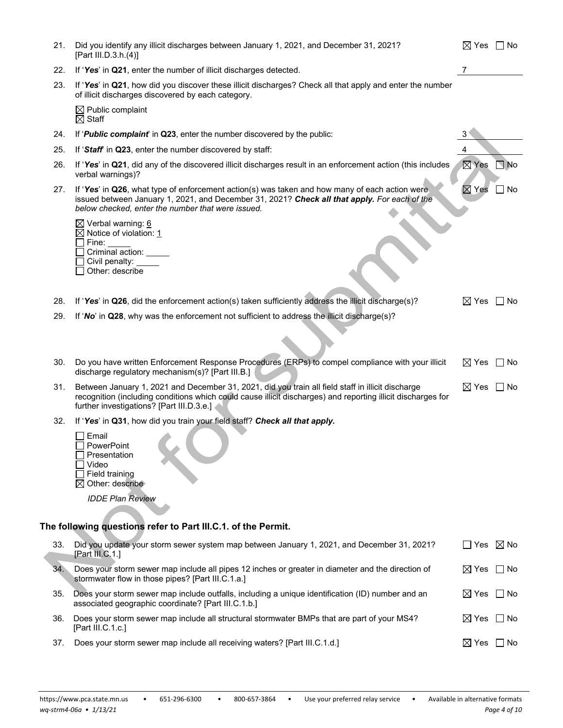21. Did you identify any illicit discharges between January 1, 2021, and December 31, 2021? [Part III.D.3.h.(4)] ☒ Yes ☐ No

22. If '*Yes*' in **Q21**, enter the number of illicit discharges detected. 7

23. If '*Yes*' in **Q21**, how did you discover these illicit discharges? Check all that apply and enter the number of illicit discharges discovered by each category.

    ☒ Public complaint
    ☒ Staff

24. If '***Public complaint***' in **Q23**, enter the number discovered by the public: 3

25. If '***Staff***' in **Q23**, enter the number discovered by staff: 4

26. If '*Yes*' in **Q21**, did any of the discovered illicit discharges result in an enforcement action (this includes verbal warnings)? ☒ Yes ☐ No

27. If '*Yes*' in **Q26**, what type of enforcement action(s) was taken and how many of each action were issued between January 1, 2021, and December 31, 2021? ***Check all that apply.*** *For each of the below checked, enter the number that were issued.* ☒ Yes ☐ No

    ☒ Verbal warning: 6
    ☒ Notice of violation: 1
    ☐ Fine: _____
    ☐ Criminal action: _____
    ☐ Civil penalty: _____
    ☐ Other: describe

28. If '*Yes*' in **Q26**, did the enforcement action(s) taken sufficiently address the illicit discharge(s)? ☒ Yes ☐ No

29. If '*No*' in **Q28**, why was the enforcement not sufficient to address the illicit discharge(s)?

30. Do you have written Enforcement Response Procedures (ERPs) to compel compliance with your illicit discharge regulatory mechanism(s)? [Part III.B.] ☒ Yes ☐ No

31. Between January 1, 2021 and December 31, 2021, did you train all field staff in illicit discharge recognition (including conditions which could cause illicit discharges) and reporting illicit discharges for further investigations? [Part III.D.3.e.] ☒ Yes ☐ No

32. If '*Yes*' in **Q31**, how did you train your field staff? ***Check all that apply.***

    ☐ Email
    ☐ PowerPoint
    ☐ Presentation
    ☐ Video
    ☐ Field training
    ☒ Other: describe

    *IDDE Plan Review*

## The following questions refer to Part III.C.1. of the Permit.

33. Did you update your storm sewer system map between January 1, 2021, and December 31, 2021? [Part III.C.1.] ☐ Yes ☒ No

34. Does your storm sewer map include all pipes 12 inches or greater in diameter and the direction of stormwater flow in those pipes? [Part III.C.1.a.] ☒ Yes ☐ No

35. Does your storm sewer map include outfalls, including a unique identification (ID) number and an associated geographic coordinate? [Part III.C.1.b.] ☒ Yes ☐ No

36. Does your storm sewer map include all structural stormwater BMPs that are part of your MS4? [Part III.C.1.c.] ☒ Yes ☐ No

37. Does your storm sewer map include all receiving waters? [Part III.C.1.d.] ☒ Yes ☐ No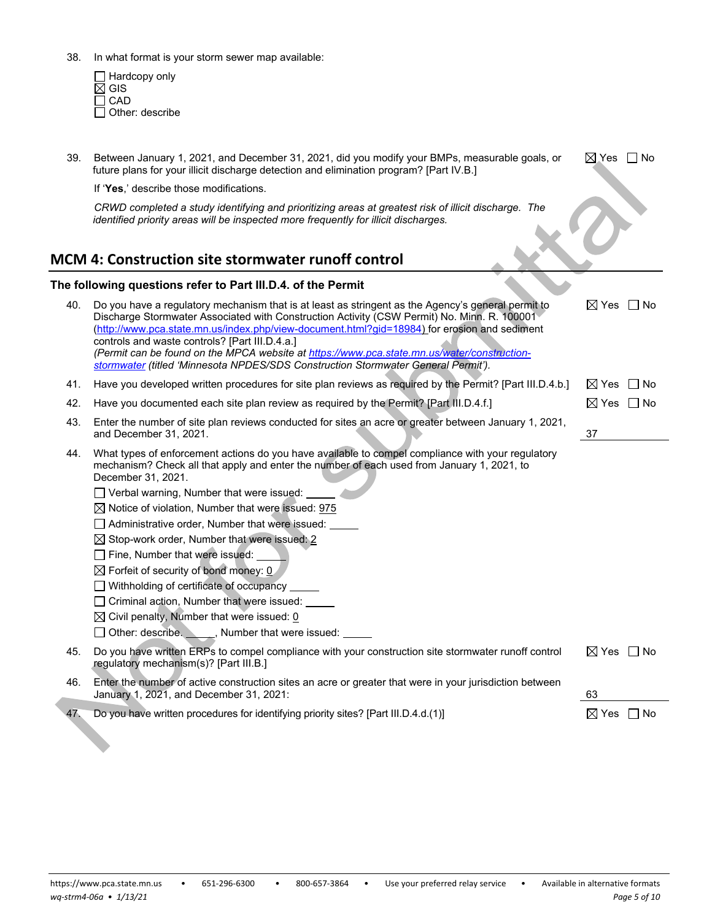38. In what format is your storm sewer map available:

☐ Hardcopy only
☒ GIS
☐ CAD
☐ Other: describe

39. Between January 1, 2021, and December 31, 2021, did you modify your BMPs, measurable goals, or future plans for your illicit discharge detection and elimination program? [Part IV.B.] ☒ Yes ☐ No

If '**Yes**,' describe those modifications.

*CRWD completed a study identifying and prioritizing areas at greatest risk of illicit discharge. The identified priority areas will be inspected more frequently for illicit discharges.*

## MCM 4: Construction site stormwater runoff control

### The following questions refer to Part III.D.4. of the Permit

40. Do you have a regulatory mechanism that is at least as stringent as the Agency's general permit to Discharge Stormwater Associated with Construction Activity (CSW Permit) No. Minn. R. 100001 (http://www.pca.state.mn.us/index.php/view-document.html?gid=18984) for erosion and sediment controls and waste controls? [Part III.D.4.a.] ☒ Yes ☐ No
*(Permit can be found on the MPCA website at https://www.pca.state.mn.us/water/construction-stormwater (titled 'Minnesota NPDES/SDS Construction Stormwater General Permit').*

41. Have you developed written procedures for site plan reviews as required by the Permit? [Part III.D.4.b.] ☒ Yes ☐ No

42. Have you documented each site plan review as required by the Permit? [Part III.D.4.f.] ☒ Yes ☐ No

43. Enter the number of site plan reviews conducted for sites an acre or greater between January 1, 2021, and December 31, 2021. 37

44. What types of enforcement actions do you have available to compel compliance with your regulatory mechanism? Check all that apply and enter the number of each used from January 1, 2021, to December 31, 2021.

☐ Verbal warning, Number that were issued: _____
☒ Notice of violation, Number that were issued: 975
☐ Administrative order, Number that were issued: _____
☒ Stop-work order, Number that were issued: 2
☐ Fine, Number that were issued: _____
☒ Forfeit of security of bond money: 0
☐ Withholding of certificate of occupancy _____
☐ Criminal action, Number that were issued: _____
☒ Civil penalty, Number that were issued: 0
☐ Other: describe. _____, Number that were issued: _____

45. Do you have written ERPs to compel compliance with your construction site stormwater runoff control regulatory mechanism(s)? [Part III.B.] ☒ Yes ☐ No

46. Enter the number of active construction sites an acre or greater that were in your jurisdiction between January 1, 2021, and December 31, 2021: 63

47. Do you have written procedures for identifying priority sites? [Part III.D.4.d.(1)] ☒ Yes ☐ No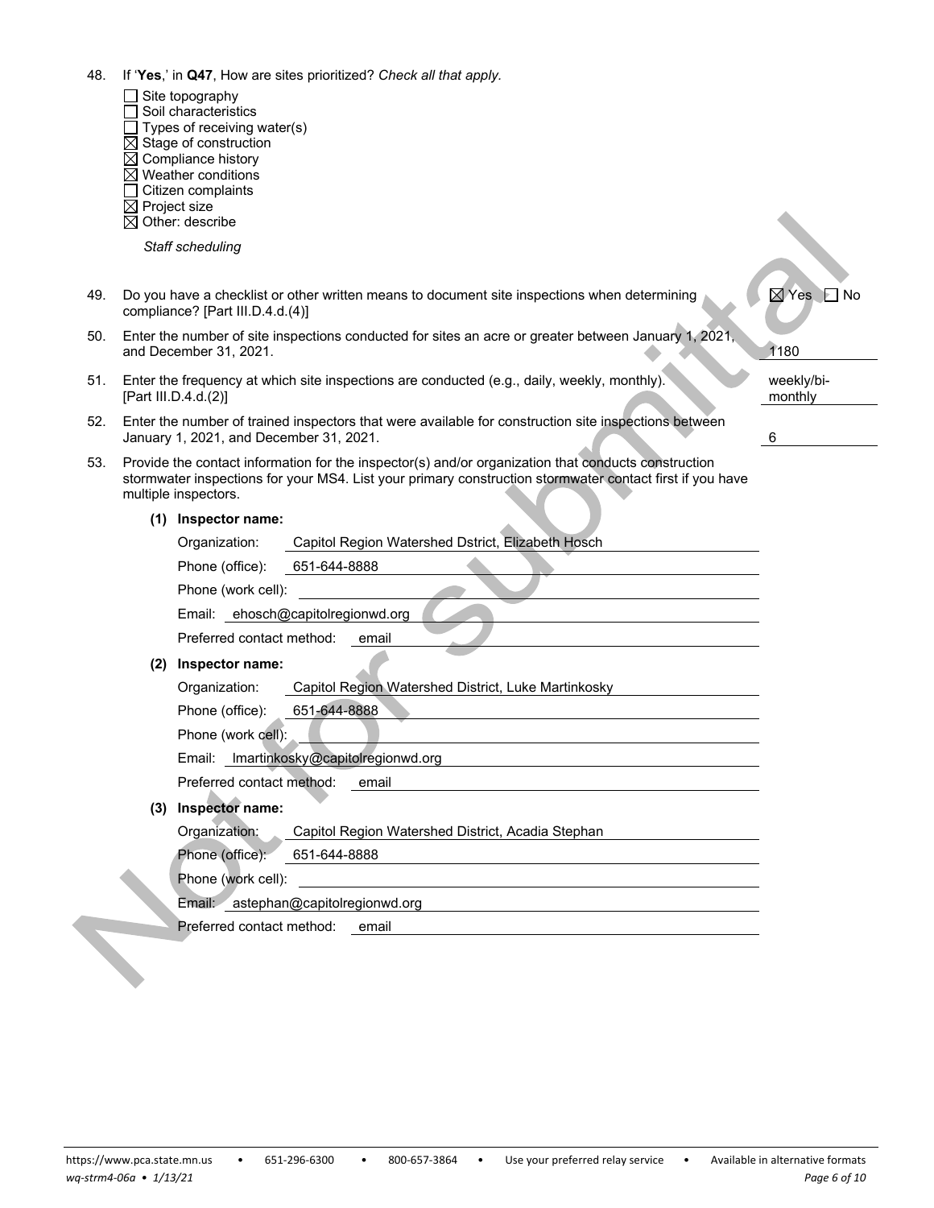48. If '**Yes**,' in **Q47**, How are sites prioritized? *Check all that apply.*

- ☐ Site topography
- ☐ Soil characteristics
- ☐ Types of receiving water(s)
- ☒ Stage of construction
- ☒ Compliance history
- ☒ Weather conditions
- ☐ Citizen complaints
- ☒ Project size
- ☒ Other: describe

  *Staff scheduling*

49. Do you have a checklist or other written means to document site inspections when determining compliance? [Part III.D.4.d.(4)] ☒ Yes ☐ No

50. Enter the number of site inspections conducted for sites an acre or greater between January 1, 2021, and December 31, 2021. 1180

51. Enter the frequency at which site inspections are conducted (e.g., daily, weekly, monthly). [Part III.D.4.d.(2)] weekly/bi-monthly

52. Enter the number of trained inspectors that were available for construction site inspections between January 1, 2021, and December 31, 2021. 6

53. Provide the contact information for the inspector(s) and/or organization that conducts construction stormwater inspections for your MS4. List your primary construction stormwater contact first if you have multiple inspectors.

**(1) Inspector name:**

Organization: Capitol Region Watershed Dstrict, Elizabeth Hosch

Phone (office): 651-644-8888

Phone (work cell):

Email: ehosch@capitolregionwd.org

Preferred contact method: email

**(2) Inspector name:**

Organization: Capitol Region Watershed District, Luke Martinkosky

Phone (office): 651-644-8888

Phone (work cell):

Email: lmartinkosky@capitolregionwd.org

Preferred contact method: email

**(3) Inspector name:**

Organization: Capitol Region Watershed District, Acadia Stephan

Phone (office): 651-644-8888

Phone (work cell):

Email: astephan@capitolregionwd.org

Preferred contact method: email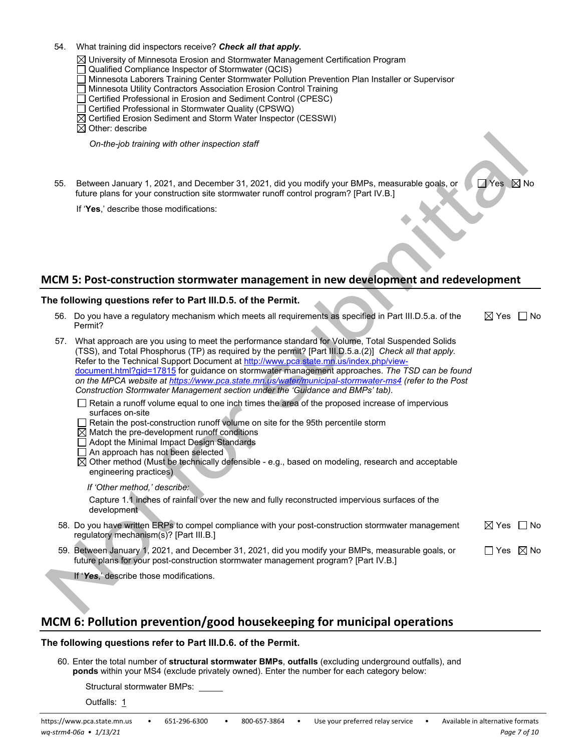54. What training did inspectors receive? ***Check all that apply*.**

    ☒ University of Minnesota Erosion and Stormwater Management Certification Program
    ☐ Qualified Compliance Inspector of Stormwater (QCIS)
    ☐ Minnesota Laborers Training Center Stormwater Pollution Prevention Plan Installer or Supervisor
    ☐ Minnesota Utility Contractors Association Erosion Control Training
    ☐ Certified Professional in Erosion and Sediment Control (CPESC)
    ☐ Certified Professional in Stormwater Quality (CPSWQ)
    ☒ Certified Erosion Sediment and Storm Water Inspector (CESSWI)
    ☒ Other: describe

    *On-the-job training with other inspection staff*

55. Between January 1, 2021, and December 31, 2021, did you modify your BMPs, measurable goals, or future plans for your construction site stormwater runoff control program? [Part IV.B.] ☐ Yes ☒ No

    If '**Yes**,' describe those modifications:

## MCM 5: Post-construction stormwater management in new development and redevelopment

**The following questions refer to Part III.D.5. of the Permit.**

56. Do you have a regulatory mechanism which meets all requirements as specified in Part III.D.5.a. of the Permit? ☒ Yes ☐ No

57. What approach are you using to meet the performance standard for Volume, Total Suspended Solids (TSS), and Total Phosphorus (TP) as required by the permit? [Part III.D.5.a.(2)] *Check all that apply.* Refer to the Technical Support Document at http://www.pca.state.mn.us/index.php/view-document.html?gid=17815 for guidance on stormwater management approaches. *The TSD can be found on the MPCA website at https://www.pca.state.mn.us/water/municipal-stormwater-ms4 (refer to the Post Construction Stormwater Management section under the 'Guidance and BMPs' tab).*

    ☐ Retain a runoff volume equal to one inch times the area of the proposed increase of impervious surfaces on-site
    ☐ Retain the post-construction runoff volume on site for the 95th percentile storm
    ☒ Match the pre-development runoff conditions
    ☐ Adopt the Minimal Impact Design Standards
    ☐ An approach has not been selected
    ☒ Other method (Must be technically defensible - e.g., based on modeling, research and acceptable engineering practices)

    *If 'Other method,' describe:*

    Capture 1.1 inches of rainfall over the new and fully reconstructed impervious surfaces of the development

58. Do you have written ERPs to compel compliance with your post-construction stormwater management regulatory mechanism(s)? [Part III.B.] ☒ Yes ☐ No

59. Between January 1, 2021, and December 31, 2021, did you modify your BMPs, measurable goals, or future plans for your post-construction stormwater management program? [Part IV.B.] ☐ Yes ☒ No

    If '***Yes***,' describe those modifications.

## MCM 6: Pollution prevention/good housekeeping for municipal operations

**The following questions refer to Part III.D.6. of the Permit.**

60. Enter the total number of **structural stormwater BMPs**, **outfalls** (excluding underground outfalls), and **ponds** within your MS4 (exclude privately owned). Enter the number for each category below:

    Structural stormwater BMPs: ______

    Outfalls: 1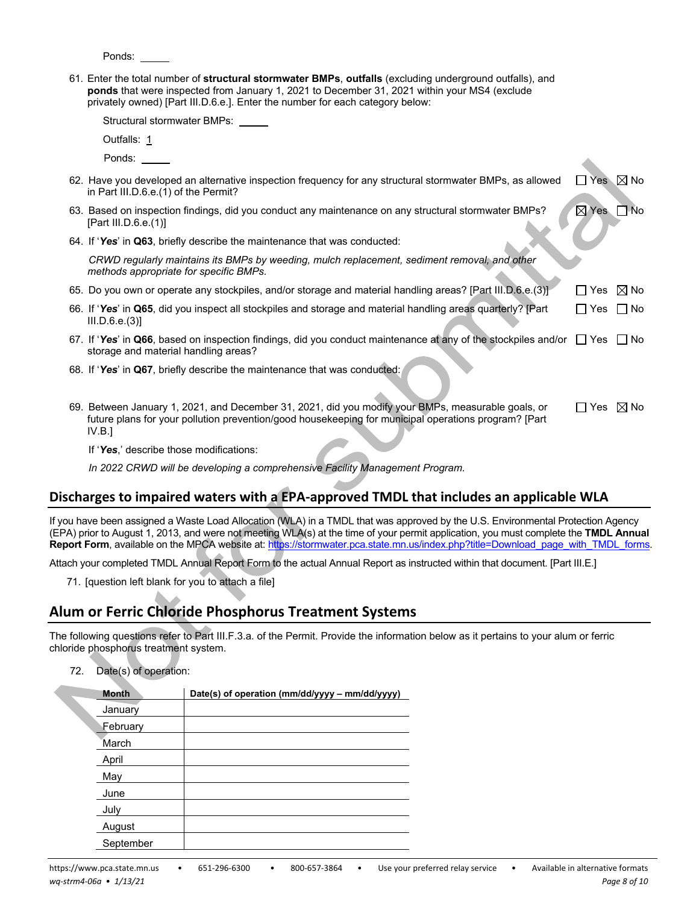Ponds: \_\_\_\_\_

61. Enter the total number of **structural stormwater BMPs**, **outfalls** (excluding underground outfalls), and **ponds** that were inspected from January 1, 2021 to December 31, 2021 within your MS4 (exclude privately owned) [Part III.D.6.e.]. Enter the number for each category below:

    Structural stormwater BMPs: \_\_\_\_\_

    Outfalls: 1

    Ponds: \_\_\_\_\_

62. Have you developed an alternative inspection frequency for any structural stormwater BMPs, as allowed in Part III.D.6.e.(1) of the Permit? ☐ Yes ☒ No

63. Based on inspection findings, did you conduct any maintenance on any structural stormwater BMPs? [Part III.D.6.e.(1)] ☒ Yes ☐ No

64. If '***Yes***' in **Q63**, briefly describe the maintenance that was conducted:

    *CRWD regularly maintains its BMPs by weeding, mulch replacement, sediment removal, and other methods appropriate for specific BMPs.*

65. Do you own or operate any stockpiles, and/or storage and material handling areas? [Part III.D.6.e.(3)] ☐ Yes ☒ No

66. If '***Yes***' in **Q65**, did you inspect all stockpiles and storage and material handling areas quarterly? [Part III.D.6.e.(3)] ☐ Yes ☐ No

67. If '***Yes***' in **Q66**, based on inspection findings, did you conduct maintenance at any of the stockpiles and/or storage and material handling areas? ☐ Yes ☐ No

68. If '***Yes***' in **Q67**, briefly describe the maintenance that was conducted:

69. Between January 1, 2021, and December 31, 2021, did you modify your BMPs, measurable goals, or future plans for your pollution prevention/good housekeeping for municipal operations program? [Part IV.B.] ☐ Yes ☒ No

    If '***Yes***,' describe those modifications:

    *In 2022 CRWD will be developing a comprehensive Facility Management Program.*

## Discharges to impaired waters with a EPA-approved TMDL that includes an applicable WLA

If you have been assigned a Waste Load Allocation (WLA) in a TMDL that was approved by the U.S. Environmental Protection Agency (EPA) prior to August 1, 2013, and were not meeting WLA(s) at the time of your permit application, you must complete the **TMDL Annual Report Form**, available on the MPCA website at: https://stormwater.pca.state.mn.us/index.php?title=Download_page_with_TMDL_forms.

Attach your completed TMDL Annual Report Form to the actual Annual Report as instructed within that document. [Part III.E.]

71. [question left blank for you to attach a file]

## Alum or Ferric Chloride Phosphorus Treatment Systems

The following questions refer to Part III.F.3.a. of the Permit. Provide the information below as it pertains to your alum or ferric chloride phosphorus treatment system.

72. Date(s) of operation:

| Month | Date(s) of operation (mm/dd/yyyy – mm/dd/yyyy) |
|---|---|
| January | |
| February | |
| March | |
| April | |
| May | |
| June | |
| July | |
| August | |
| September | |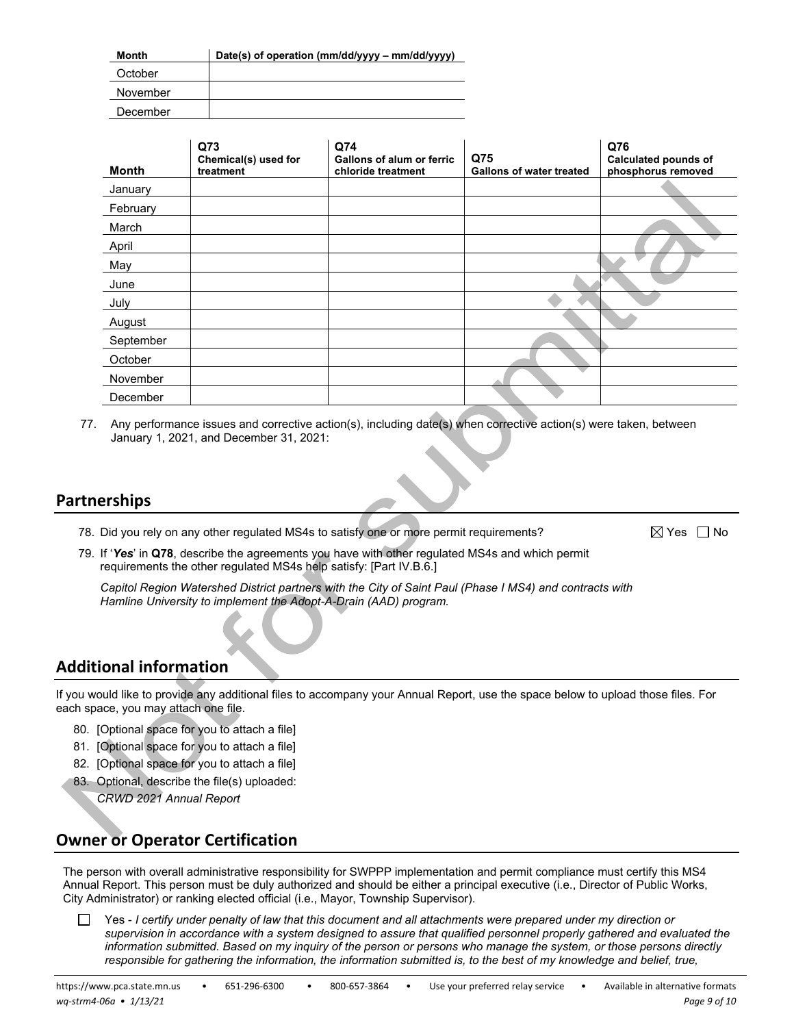| Month | Date(s) of operation (mm/dd/yyyy – mm/dd/yyyy) |
|---|---|
| October | |
| November | |
| December | |

| Month | Q73 Chemical(s) used for treatment | Q74 Gallons of alum or ferric chloride treatment | Q75 Gallons of water treated | Q76 Calculated pounds of phosphorus removed |
|---|---|---|---|---|
| January | | | | |
| February | | | | |
| March | | | | |
| April | | | | |
| May | | | | |
| June | | | | |
| July | | | | |
| August | | | | |
| September | | | | |
| October | | | | |
| November | | | | |
| December | | | | |

77. Any performance issues and corrective action(s), including date(s) when corrective action(s) were taken, between January 1, 2021, and December 31, 2021:

## Partnerships

78. Did you rely on any other regulated MS4s to satisfy one or more permit requirements? ☒ Yes ☐ No

79. If '***Yes***' in **Q78**, describe the agreements you have with other regulated MS4s and which permit requirements the other regulated MS4s help satisfy: [Part IV.B.6.]

*Capitol Region Watershed District partners with the City of Saint Paul (Phase I MS4) and contracts with Hamline University to implement the Adopt-A-Drain (AAD) program.*

## Additional information

If you would like to provide any additional files to accompany your Annual Report, use the space below to upload those files. For each space, you may attach one file.

80. [Optional space for you to attach a file]
81. [Optional space for you to attach a file]
82. [Optional space for you to attach a file]
83. Optional, describe the file(s) uploaded:

*CRWD 2021 Annual Report*

## Owner or Operator Certification

The person with overall administrative responsibility for SWPPP implementation and permit compliance must certify this MS4 Annual Report. This person must be duly authorized and should be either a principal executive (i.e., Director of Public Works, City Administrator) or ranking elected official (i.e., Mayor, Township Supervisor).

☐ Yes - *I certify under penalty of law that this document and all attachments were prepared under my direction or supervision in accordance with a system designed to assure that qualified personnel properly gathered and evaluated the information submitted. Based on my inquiry of the person or persons who manage the system, or those persons directly responsible for gathering the information, the information submitted is, to the best of my knowledge and belief, true,*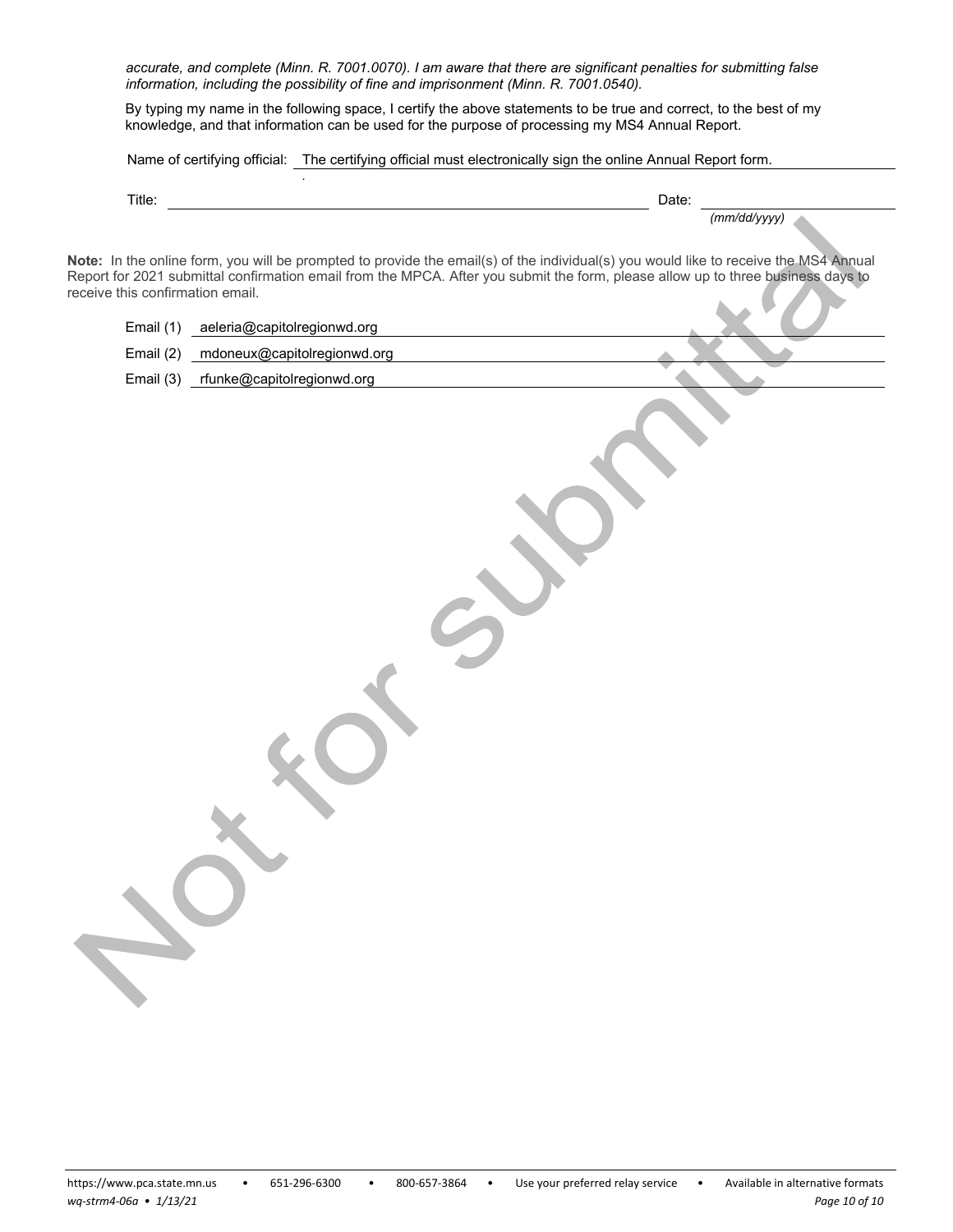*accurate, and complete (Minn. R. 7001.0070). I am aware that there are significant penalties for submitting false information, including the possibility of fine and imprisonment (Minn. R. 7001.0540).*

By typing my name in the following space, I certify the above statements to be true and correct, to the best of my knowledge, and that information can be used for the purpose of processing my MS4 Annual Report.

Name of certifying official: The certifying official must electronically sign the online Annual Report form.

Title: ______________________________ Date: ____________ *(mm/dd/yyyy)*

**Note:** In the online form, you will be prompted to provide the email(s) of the individual(s) you would like to receive the MS4 Annual Report for 2021 submittal confirmation email from the MPCA. After you submit the form, please allow up to three business days to receive this confirmation email.

Email (1) aeleria@capitolregionwd.org

Email (2) mdoneux@capitolregionwd.org

Email (3) rfunke@capitolregionwd.org

Not for submittal

https://www.pca.state.mn.us • 651-296-6300 • 800-657-3864 • Use your preferred relay service • Available in alternative formats

*wq-strm4-06a • 1/13/21*